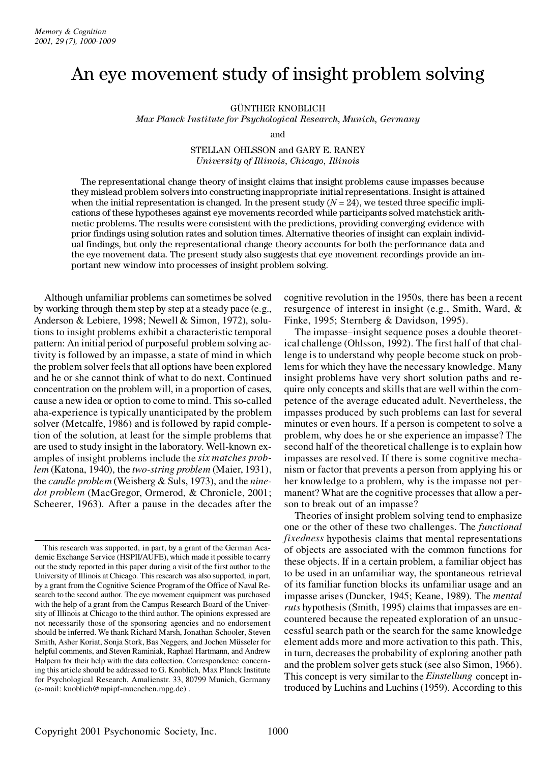# An eye movement study of insight problem solving

GÜNTHER KNOBLICH
*Max Planck Institute for Psychological Research, Munich, Germany*

and

STELLAN OHLSSON and GARY E. RANEY
*University of Illinois, Chicago, Illinois*

The representational change theory of insight claims that insight problems cause impasses because they mislead problem solvers into constructing inappropriate initial representations. Insight is attained when the initial representation is changed. In the present study ($N = 24$), we tested three specific implications of these hypotheses against eye movements recorded while participants solved matchstick arithmetic problems. The results were consistent with the predictions, providing converging evidence with prior findings using solution rates and solution times. Alternative theories of insight can explain individual findings, but only the representational change theory accounts for both the performance data and the eye movement data. The present study also suggests that eye movement recordings provide an important new window into processes of insight problem solving.

Although unfamiliar problems can sometimes be solved by working through them step by step at a steady pace (e.g., Anderson & Lebiere, 1998; Newell & Simon, 1972), solutions to insight problems exhibit a characteristic temporal pattern: An initial period of purposeful problem solving activity is followed by an impasse, a state of mind in which the problem solver feels that all options have been explored and he or she cannot think of what to do next. Continued concentration on the problem will, in a proportion of cases, cause a new idea or option to come to mind. This so-called aha-experience is typically unanticipated by the problem solver (Metcalfe, 1986) and is followed by rapid completion of the solution, at least for the simple problems that are used to study insight in the laboratory. Well-known examples of insight problems include the *six matches problem* (Katona, 1940), the *two-string problem* (Maier, 1931), the *candle problem* (Weisberg & Suls, 1973), and the *nine-dot problem* (MacGregor, Ormerod, & Chronicle, 2001; Scheerer, 1963). After a pause in the decades after the cognitive revolution in the 1950s, there has been a recent resurgence of interest in insight (e.g., Smith, Ward, & Finke, 1995; Sternberg & Davidson, 1995).

The impasse–insight sequence poses a double theoretical challenge (Ohlsson, 1992). The first half of that challenge is to understand why people become stuck on problems for which they have the necessary knowledge. Many insight problems have very short solution paths and require only concepts and skills that are well within the competence of the average educated adult. Nevertheless, the impasses produced by such problems can last for several minutes or even hours. If a person is competent to solve a problem, why does he or she experience an impasse? The second half of the theoretical challenge is to explain how impasses are resolved. If there is some cognitive mechanism or factor that prevents a person from applying his or her knowledge to a problem, why is the impasse not permanent? What are the cognitive processes that allow a person to break out of an impasse?

Theories of insight problem solving tend to emphasize one or the other of these two challenges. The *functional fixedness* hypothesis claims that mental representations of objects are associated with the common functions for these objects. If in a certain problem, a familiar object has to be used in an unfamiliar way, the spontaneous retrieval of its familiar function blocks its unfamiliar usage and an impasse arises (Duncker, 1945; Keane, 1989). The *mental ruts* hypothesis (Smith, 1995) claims that impasses are encountered because the repeated exploration of an unsuccessful search path or the search for the same knowledge element adds more and more activation to this path. This, in turn, decreases the probability of exploring another path and the problem solver gets stuck (see also Simon, 1966). This concept is very similar to the *Einstellung* concept introduced by Luchins and Luchins (1959). According to this

This research was supported, in part, by a grant of the German Academic Exchange Service (HSPII/AUFE), which made it possible to carry out the study reported in this paper during a visit of the first author to the University of Illinois at Chicago. This research was also supported, in part, by a grant from the Cognitive Science Program of the Office of Naval Research to the second author. The eye movement equipment was purchased with the help of a grant from the Campus Research Board of the University of Illinois at Chicago to the third author. The opinions expressed are not necessarily those of the sponsoring agencies and no endorsement should be inferred. We thank Richard Marsh, Jonathan Schooler, Steven Smith, Asher Koriat, Sonja Stork, Bas Neggers, and Jochen Müsseler for helpful comments, and Steven Raminiak, Raphael Hartmann, and Andrew Halpern for their help with the data collection. Correspondence concerning this article should be addressed to G. Knoblich, Max Planck Institute for Psychological Research, Amalienstr. 33, 80799 Munich, Germany (e-mail: knoblich@mpipf-muenchen.mpg.de).

Copyright 2001 Psychonomic Society, Inc.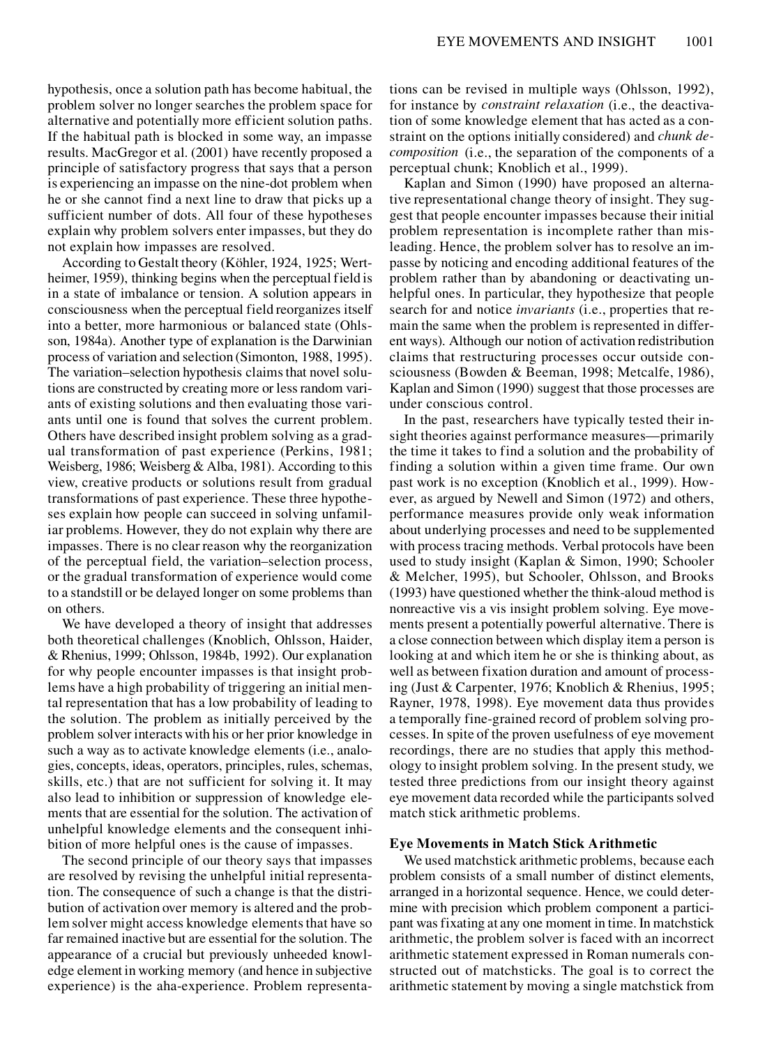hypothesis, once a solution path has become habitual, the problem solver no longer searches the problem space for alternative and potentially more efficient solution paths. If the habitual path is blocked in some way, an impasse results. MacGregor et al. (2001) have recently proposed a principle of satisfactory progress that says that a person is experiencing an impasse on the nine-dot problem when he or she cannot find a next line to draw that picks up a sufficient number of dots. All four of these hypotheses explain why problem solvers enter impasses, but they do not explain how impasses are resolved.

According to Gestalt theory (Köhler, 1924, 1925; Wertheimer, 1959), thinking begins when the perceptual field is in a state of imbalance or tension. A solution appears in consciousness when the perceptual field reorganizes itself into a better, more harmonious or balanced state (Ohlsson, 1984a). Another type of explanation is the Darwinian process of variation and selection (Simonton, 1988, 1995). The variation–selection hypothesis claims that novel solutions are constructed by creating more or less random variants of existing solutions and then evaluating those variants until one is found that solves the current problem. Others have described insight problem solving as a gradual transformation of past experience (Perkins, 1981; Weisberg, 1986; Weisberg & Alba, 1981). According to this view, creative products or solutions result from gradual transformations of past experience. These three hypotheses explain how people can succeed in solving unfamiliar problems. However, they do not explain why there are impasses. There is no clear reason why the reorganization of the perceptual field, the variation–selection process, or the gradual transformation of experience would come to a standstill or be delayed longer on some problems than on others.

We have developed a theory of insight that addresses both theoretical challenges (Knoblich, Ohlsson, Haider, & Rhenius, 1999; Ohlsson, 1984b, 1992). Our explanation for why people encounter impasses is that insight problems have a high probability of triggering an initial mental representation that has a low probability of leading to the solution. The problem as initially perceived by the problem solver interacts with his or her prior knowledge in such a way as to activate knowledge elements (i.e., analogies, concepts, ideas, operators, principles, rules, schemas, skills, etc.) that are not sufficient for solving it. It may also lead to inhibition or suppression of knowledge elements that are essential for the solution. The activation of unhelpful knowledge elements and the consequent inhibition of more helpful ones is the cause of impasses.

The second principle of our theory says that impasses are resolved by revising the unhelpful initial representation. The consequence of such a change is that the distribution of activation over memory is altered and the problem solver might access knowledge elements that have so far remained inactive but are essential for the solution. The appearance of a crucial but previously unheeded knowledge element in working memory (and hence in subjective experience) is the aha-experience. Problem representations can be revised in multiple ways (Ohlsson, 1992), for instance by *constraint relaxation* (i.e., the deactivation of some knowledge element that has acted as a constraint on the options initially considered) and *chunk decomposition* (i.e., the separation of the components of a perceptual chunk; Knoblich et al., 1999).

Kaplan and Simon (1990) have proposed an alternative representational change theory of insight. They suggest that people encounter impasses because their initial problem representation is incomplete rather than misleading. Hence, the problem solver has to resolve an impasse by noticing and encoding additional features of the problem rather than by abandoning or deactivating unhelpful ones. In particular, they hypothesize that people search for and notice *invariants* (i.e., properties that remain the same when the problem is represented in different ways). Although our notion of activation redistribution claims that restructuring processes occur outside consciousness (Bowden & Beeman, 1998; Metcalfe, 1986), Kaplan and Simon (1990) suggest that those processes are under conscious control.

In the past, researchers have typically tested their insight theories against performance measures—primarily the time it takes to find a solution and the probability of finding a solution within a given time frame. Our own past work is no exception (Knoblich et al., 1999). However, as argued by Newell and Simon (1972) and others, performance measures provide only weak information about underlying processes and need to be supplemented with process tracing methods. Verbal protocols have been used to study insight (Kaplan & Simon, 1990; Schooler & Melcher, 1995), but Schooler, Ohlsson, and Brooks (1993) have questioned whether the think-aloud method is nonreactive vis a vis insight problem solving. Eye movements present a potentially powerful alternative. There is a close connection between which display item a person is looking at and which item he or she is thinking about, as well as between fixation duration and amount of processing (Just & Carpenter, 1976; Knoblich & Rhenius, 1995; Rayner, 1978, 1998). Eye movement data thus provides a temporally fine-grained record of problem solving processes. In spite of the proven usefulness of eye movement recordings, there are no studies that apply this methodology to insight problem solving. In the present study, we tested three predictions from our insight theory against eye movement data recorded while the participants solved match stick arithmetic problems.

## Eye Movements in Match Stick Arithmetic

We used matchstick arithmetic problems, because each problem consists of a small number of distinct elements, arranged in a horizontal sequence. Hence, we could determine with precision which problem component a participant was fixating at any one moment in time. In matchstick arithmetic, the problem solver is faced with an incorrect arithmetic statement expressed in Roman numerals constructed out of matchsticks. The goal is to correct the arithmetic statement by moving a single matchstick from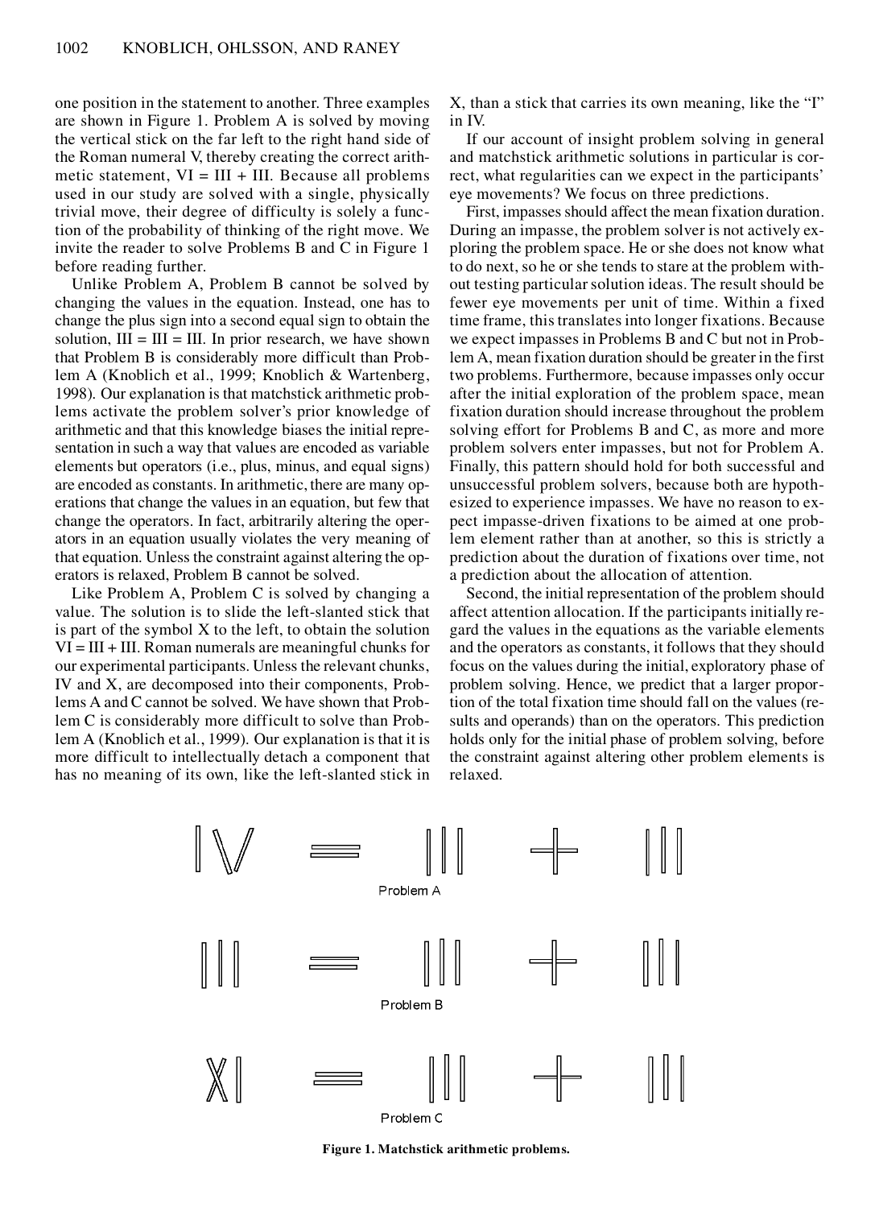one position in the statement to another. Three examples are shown in Figure 1. Problem A is solved by moving the vertical stick on the far left to the right hand side of the Roman numeral V, thereby creating the correct arithmetic statement, VI = III + III. Because all problems used in our study are solved with a single, physically trivial move, their degree of difficulty is solely a function of the probability of thinking of the right move. We invite the reader to solve Problems B and C in Figure 1 before reading further.

Unlike Problem A, Problem B cannot be solved by changing the values in the equation. Instead, one has to change the plus sign into a second equal sign to obtain the solution, III = III = III. In prior research, we have shown that Problem B is considerably more difficult than Problem A (Knoblich et al., 1999; Knoblich & Wartenberg, 1998). Our explanation is that matchstick arithmetic problems activate the problem solver's prior knowledge of arithmetic and that this knowledge biases the initial representation in such a way that values are encoded as variable elements but operators (i.e., plus, minus, and equal signs) are encoded as constants. In arithmetic, there are many operations that change the values in an equation, but few that change the operators. In fact, arbitrarily altering the operators in an equation usually violates the very meaning of that equation. Unless the constraint against altering the operators is relaxed, Problem B cannot be solved.

Like Problem A, Problem C is solved by changing a value. The solution is to slide the left-slanted stick that is part of the symbol X to the left, to obtain the solution VI = III + III. Roman numerals are meaningful chunks for our experimental participants. Unless the relevant chunks, IV and X, are decomposed into their components, Problems A and C cannot be solved. We have shown that Problem C is considerably more difficult to solve than Problem A (Knoblich et al., 1999). Our explanation is that it is more difficult to intellectually detach a component that has no meaning of its own, like the left-slanted stick in X, than a stick that carries its own meaning, like the "I" in IV.

If our account of insight problem solving in general and matchstick arithmetic solutions in particular is correct, what regularities can we expect in the participants' eye movements? We focus on three predictions.

First, impasses should affect the mean fixation duration. During an impasse, the problem solver is not actively exploring the problem space. He or she does not know what to do next, so he or she tends to stare at the problem without testing particular solution ideas. The result should be fewer eye movements per unit of time. Within a fixed time frame, this translates into longer fixations. Because we expect impasses in Problems B and C but not in Problem A, mean fixation duration should be greater in the first two problems. Furthermore, because impasses only occur after the initial exploration of the problem space, mean fixation duration should increase throughout the problem solving effort for Problems B and C, as more and more problem solvers enter impasses, but not for Problem A. Finally, this pattern should hold for both successful and unsuccessful problem solvers, because both are hypothesized to experience impasses. We have no reason to expect impasse-driven fixations to be aimed at one problem element rather than at another, so this is strictly a prediction about the duration of fixations over time, not a prediction about the allocation of attention.

Second, the initial representation of the problem should affect attention allocation. If the participants initially regard the values in the equations as the variable elements and the operators as constants, it follows that they should focus on the values during the initial, exploratory phase of problem solving. Hence, we predict that a larger proportion of the total fixation time should fall on the values (results and operands) than on the operators. This prediction holds only for the initial phase of problem solving, before the constraint against altering other problem elements is relaxed.

IV = III + III

Problem A

III = III + III

Problem B

XI = III + III

Problem C

**Figure 1. Matchstick arithmetic problems.**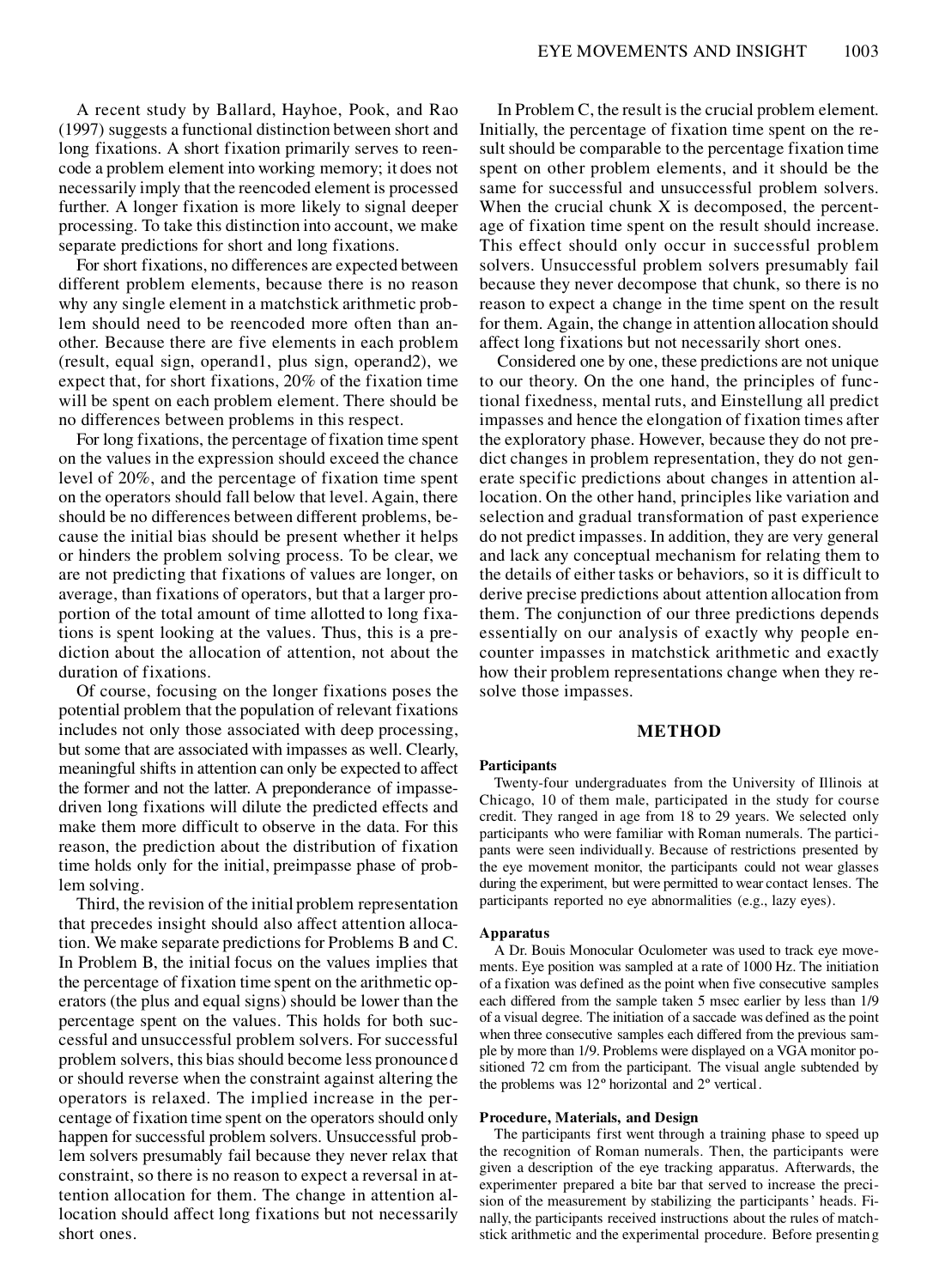A recent study by Ballard, Hayhoe, Pook, and Rao (1997) suggests a functional distinction between short and long fixations. A short fixation primarily serves to reencode a problem element into working memory; it does not necessarily imply that the reencoded element is processed further. A longer fixation is more likely to signal deeper processing. To take this distinction into account, we make separate predictions for short and long fixations.

For short fixations, no differences are expected between different problem elements, because there is no reason why any single element in a matchstick arithmetic problem should need to be reencoded more often than another. Because there are five elements in each problem (result, equal sign, operand1, plus sign, operand2), we expect that, for short fixations, 20% of the fixation time will be spent on each problem element. There should be no differences between problems in this respect.

For long fixations, the percentage of fixation time spent on the values in the expression should exceed the chance level of 20%, and the percentage of fixation time spent on the operators should fall below that level. Again, there should be no differences between different problems, because the initial bias should be present whether it helps or hinders the problem solving process. To be clear, we are not predicting that fixations of values are longer, on average, than fixations of operators, but that a larger proportion of the total amount of time allotted to long fixations is spent looking at the values. Thus, this is a prediction about the allocation of attention, not about the duration of fixations.

Of course, focusing on the longer fixations poses the potential problem that the population of relevant fixations includes not only those associated with deep processing, but some that are associated with impasses as well. Clearly, meaningful shifts in attention can only be expected to affect the former and not the latter. A preponderance of impasse-driven long fixations will dilute the predicted effects and make them more difficult to observe in the data. For this reason, the prediction about the distribution of fixation time holds only for the initial, preimpasse phase of problem solving.

Third, the revision of the initial problem representation that precedes insight should also affect attention allocation. We make separate predictions for Problems B and C. In Problem B, the initial focus on the values implies that the percentage of fixation time spent on the arithmetic operators (the plus and equal signs) should be lower than the percentage spent on the values. This holds for both successful and unsuccessful problem solvers. For successful problem solvers, this bias should become less pronounced or should reverse when the constraint against altering the operators is relaxed. The implied increase in the percentage of fixation time spent on the operators should only happen for successful problem solvers. Unsuccessful problem solvers presumably fail because they never relax that constraint, so there is no reason to expect a reversal in attention allocation for them. The change in attention allocation should affect long fixations but not necessarily short ones.

In Problem C, the result is the crucial problem element. Initially, the percentage of fixation time spent on the result should be comparable to the percentage fixation time spent on other problem elements, and it should be the same for successful and unsuccessful problem solvers. When the crucial chunk X is decomposed, the percentage of fixation time spent on the result should increase. This effect should only occur in successful problem solvers. Unsuccessful problem solvers presumably fail because they never decompose that chunk, so there is no reason to expect a change in the time spent on the result for them. Again, the change in attention allocation should affect long fixations but not necessarily short ones.

Considered one by one, these predictions are not unique to our theory. On the one hand, the principles of functional fixedness, mental ruts, and Einstellung all predict impasses and hence the elongation of fixation times after the exploratory phase. However, because they do not predict changes in problem representation, they do not generate specific predictions about changes in attention allocation. On the other hand, principles like variation and selection and gradual transformation of past experience do not predict impasses. In addition, they are very general and lack any conceptual mechanism for relating them to the details of either tasks or behaviors, so it is difficult to derive precise predictions about attention allocation from them. The conjunction of our three predictions depends essentially on our analysis of exactly why people encounter impasses in matchstick arithmetic and exactly how their problem representations change when they resolve those impasses.

## METHOD

### Participants

Twenty-four undergraduates from the University of Illinois at Chicago, 10 of them male, participated in the study for course credit. They ranged in age from 18 to 29 years. We selected only participants who were familiar with Roman numerals. The participants were seen individually. Because of restrictions presented by the eye movement monitor, the participants could not wear glasses during the experiment, but were permitted to wear contact lenses. The participants reported no eye abnormalities (e.g., lazy eyes).

### Apparatus

A Dr. Bouis Monocular Oculometer was used to track eye movements. Eye position was sampled at a rate of 1000 Hz. The initiation of a fixation was defined as the point when five consecutive samples each differed from the sample taken 5 msec earlier by less than 1/9 of a visual degree. The initiation of a saccade was defined as the point when three consecutive samples each differed from the previous sample by more than 1/9. Problems were displayed on a VGA monitor positioned 72 cm from the participant. The visual angle subtended by the problems was 12° horizontal and 2° vertical.

### Procedure, Materials, and Design

The participants first went through a training phase to speed up the recognition of Roman numerals. Then, the participants were given a description of the eye tracking apparatus. Afterwards, the experimenter prepared a bite bar that served to increase the precision of the measurement by stabilizing the participants' heads. Finally, the participants received instructions about the rules of matchstick arithmetic and the experimental procedure. Before presenting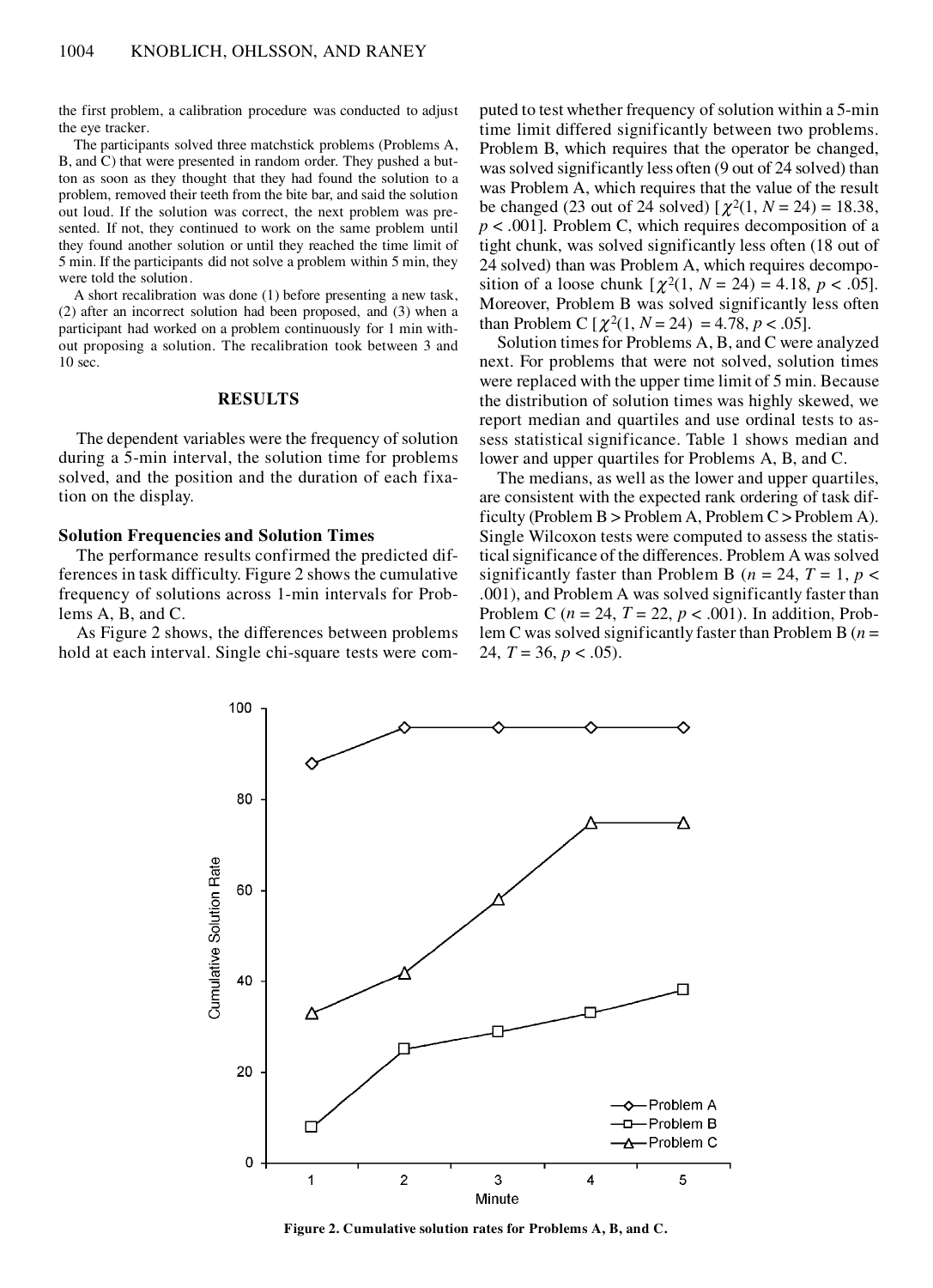the first problem, a calibration procedure was conducted to adjust the eye tracker.

The participants solved three matchstick problems (Problems A, B, and C) that were presented in random order. They pushed a button as soon as they thought that they had found the solution to a problem, removed their teeth from the bite bar, and said the solution out loud. If the solution was correct, the next problem was presented. If not, they continued to work on the same problem until they found another solution or until they reached the time limit of 5 min. If the participants did not solve a problem within 5 min, they were told the solution.

A short recalibration was done (1) before presenting a new task, (2) after an incorrect solution had been proposed, and (3) when a participant had worked on a problem continuously for 1 min without proposing a solution. The recalibration took between 3 and 10 sec.

## RESULTS

The dependent variables were the frequency of solution during a 5-min interval, the solution time for problems solved, and the position and the duration of each fixation on the display.

### Solution Frequencies and Solution Times

The performance results confirmed the predicted differences in task difficulty. Figure 2 shows the cumulative frequency of solutions across 1-min intervals for Problems A, B, and C.

As Figure 2 shows, the differences between problems hold at each interval. Single chi-square tests were computed to test whether frequency of solution within a 5-min time limit differed significantly between two problems. Problem B, which requires that the operator be changed, was solved significantly less often (9 out of 24 solved) than was Problem A, which requires that the value of the result be changed (23 out of 24 solved) [$\chi^2(1, N = 24) = 18.38$, $p < .001$]. Problem C, which requires decomposition of a tight chunk, was solved significantly less often (18 out of 24 solved) than was Problem A, which requires decomposition of a loose chunk [$\chi^2(1, N = 24) = 4.18$, $p < .05$]. Moreover, Problem B was solved significantly less often than Problem C [$\chi^2(1, N = 24) = 4.78$, $p < .05$].

Solution times for Problems A, B, and C were analyzed next. For problems that were not solved, solution times were replaced with the upper time limit of 5 min. Because the distribution of solution times was highly skewed, we report median and quartiles and use ordinal tests to assess statistical significance. Table 1 shows median and lower and upper quartiles for Problems A, B, and C.

The medians, as well as the lower and upper quartiles, are consistent with the expected rank ordering of task difficulty (Problem B > Problem A, Problem C > Problem A). Single Wilcoxon tests were computed to assess the statistical significance of the differences. Problem A was solved significantly faster than Problem B ($n = 24$, $T = 1$, $p < .001$), and Problem A was solved significantly faster than Problem C ($n = 24$, $T = 22$, $p < .001$). In addition, Problem C was solved significantly faster than Problem B ($n = 24$, $T = 36$, $p < .05$).

**Figure 2. Cumulative solution rates for Problems A, B, and C.**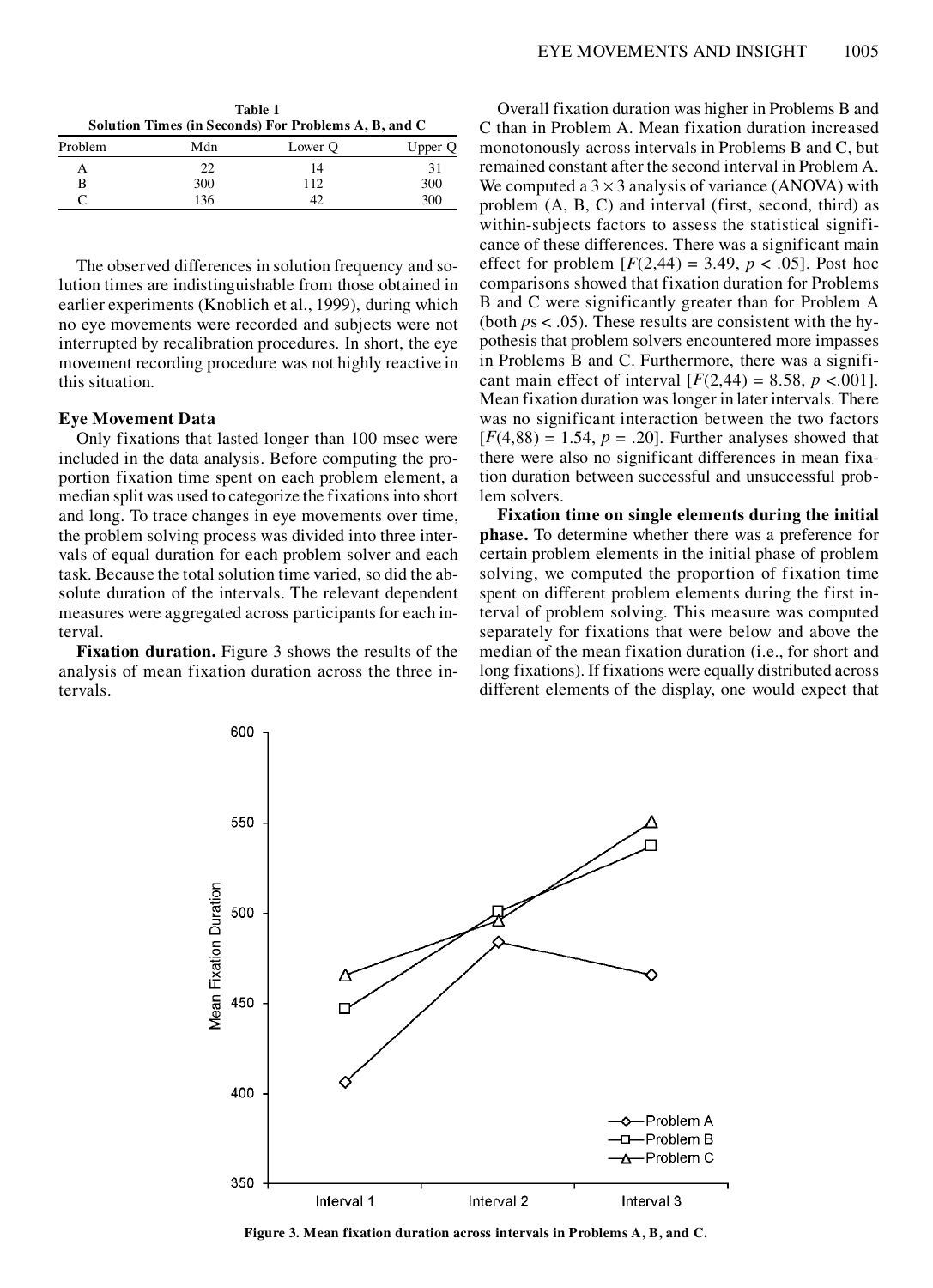**Table 1**
**Solution Times (in Seconds) For Problems A, B, and C**

| Problem | Mdn | Lower Q | Upper Q |
|---|---|---|---|
| A | 22 | 14 | 31 |
| B | 300 | 112 | 300 |
| C | 136 | 42 | 300 |

The observed differences in solution frequency and solution times are indistinguishable from those obtained in earlier experiments (Knoblich et al., 1999), during which no eye movements were recorded and subjects were not interrupted by recalibration procedures. In short, the eye movement recording procedure was not highly reactive in this situation.

### Eye Movement Data

Only fixations that lasted longer than 100 msec were included in the data analysis. Before computing the proportion fixation time spent on each problem element, a median split was used to categorize the fixations into short and long. To trace changes in eye movements over time, the problem solving process was divided into three intervals of equal duration for each problem solver and each task. Because the total solution time varied, so did the absolute duration of the intervals. The relevant dependent measures were aggregated across participants for each interval.

**Fixation duration.** Figure 3 shows the results of the analysis of mean fixation duration across the three intervals.

Overall fixation duration was higher in Problems B and C than in Problem A. Mean fixation duration increased monotonously across intervals in Problems B and C, but remained constant after the second interval in Problem A. We computed a $3 \times 3$ analysis of variance (ANOVA) with problem (A, B, C) and interval (first, second, third) as within-subjects factors to assess the statistical significance of these differences. There was a significant main effect for problem [$F(2,44) = 3.49$, $p < .05$]. Post hoc comparisons showed that fixation duration for Problems B and C were significantly greater than for Problem A (both $p$s $< .05$). These results are consistent with the hypothesis that problem solvers encountered more impasses in Problems B and C. Furthermore, there was a significant main effect of interval [$F(2,44) = 8.58$, $p < .001$]. Mean fixation duration was longer in later intervals. There was no significant interaction between the two factors [$F(4,88) = 1.54$, $p = .20$]. Further analyses showed that there were also no significant differences in mean fixation duration between successful and unsuccessful problem solvers.

**Fixation time on single elements during the initial phase.** To determine whether there was a preference for certain problem elements in the initial phase of problem solving, we computed the proportion of fixation time spent on different problem elements during the first interval of problem solving. This measure was computed separately for fixations that were below and above the median of the mean fixation duration (i.e., for short and long fixations). If fixations were equally distributed across different elements of the display, one would expect that

**Figure 3. Mean fixation duration across intervals in Problems A, B, and C.**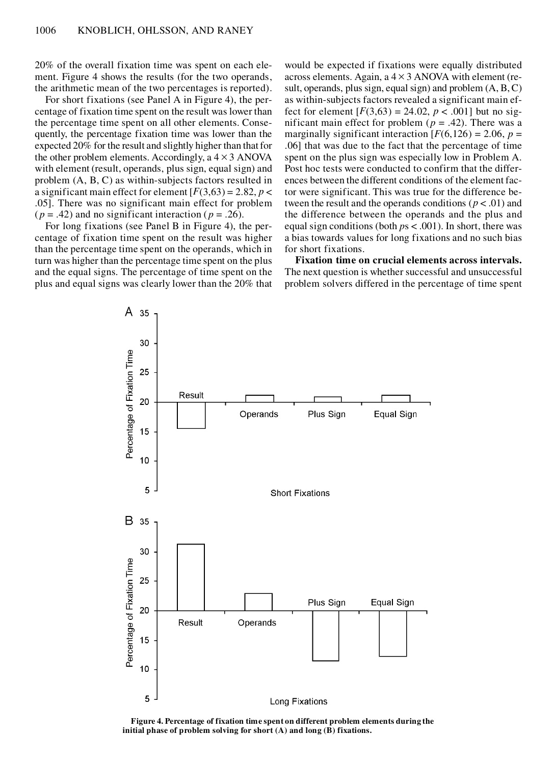20% of the overall fixation time was spent on each element. Figure 4 shows the results (for the two operands, the arithmetic mean of the two percentages is reported).

For short fixations (see Panel A in Figure 4), the percentage of fixation time spent on the result was lower than the percentage time spent on all other elements. Consequently, the percentage fixation time was lower than the expected 20% for the result and slightly higher than that for the other problem elements. Accordingly, a 4 × 3 ANOVA with element (result, operands, plus sign, equal sign) and problem (A, B, C) as within-subjects factors resulted in a significant main effect for element [$F(3,63) = 2.82$, $p < .05$]. There was no significant main effect for problem ($p = .42$) and no significant interaction ($p = .26$).

For long fixations (see Panel B in Figure 4), the percentage of fixation time spent on the result was higher than the percentage time spent on the operands, which in turn was higher than the percentage time spent on the plus and the equal signs. The percentage of time spent on the plus and equal signs was clearly lower than the 20% that would be expected if fixations were equally distributed across elements. Again, a 4 × 3 ANOVA with element (result, operands, plus sign, equal sign) and problem (A, B, C) as within-subjects factors revealed a significant main effect for element [$F(3,63) = 24.02$, $p < .001$] but no significant main effect for problem ($p = .42$). There was a marginally significant interaction [$F(6,126) = 2.06$, $p = .06$] that was due to the fact that the percentage of time spent on the plus sign was especially low in Problem A. Post hoc tests were conducted to confirm that the differences between the different conditions of the element factor were significant. This was true for the difference between the result and the operands conditions ($p < .01$) and the difference between the operands and the plus and equal sign conditions (both $ps < .001$). In short, there was a bias towards values for long fixations and no such bias for short fixations.

**Fixation time on crucial elements across intervals.** The next question is whether successful and unsuccessful problem solvers differed in the percentage of time spent

**Figure 4. Percentage of fixation time spent on different problem elements during the initial phase of problem solving for short (A) and long (B) fixations.**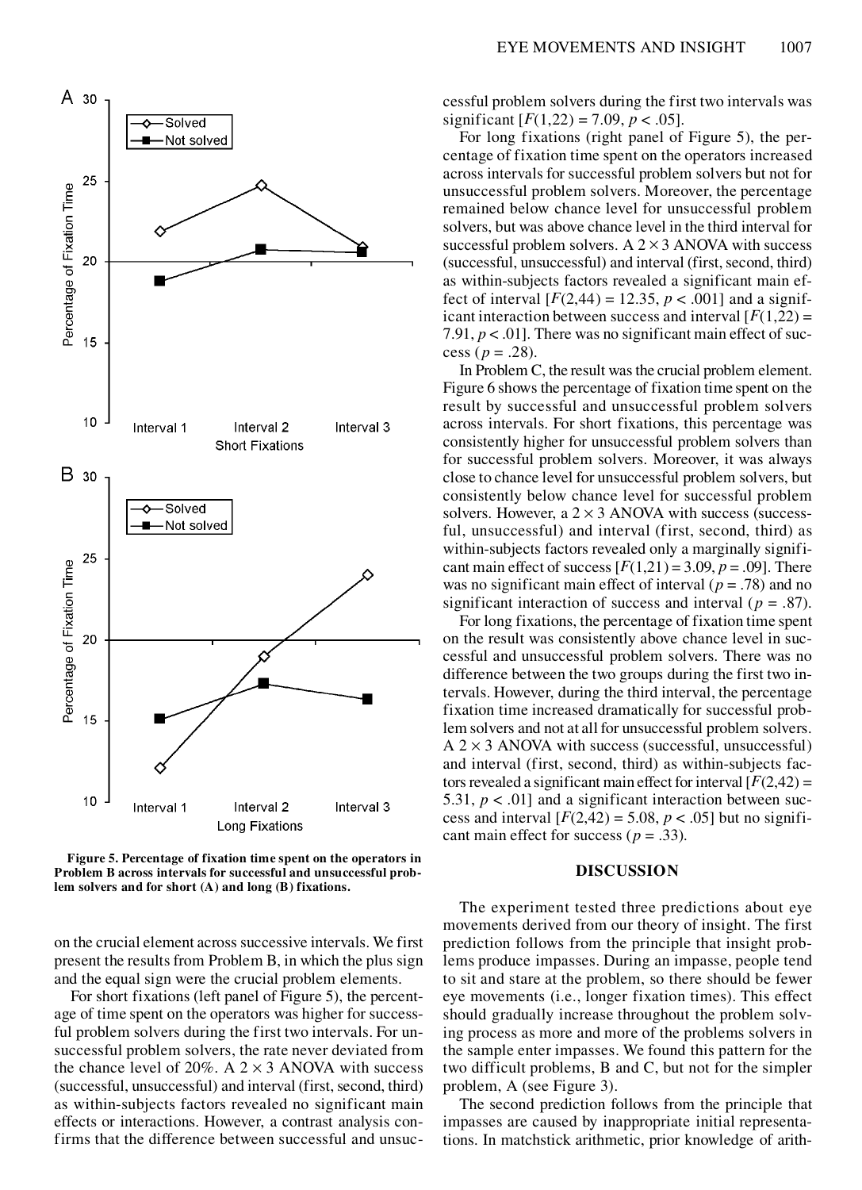Figure 5. Percentage of fixation time spent on the operators in Problem B across intervals for successful and unsuccessful problem solvers and for short (A) and long (B) fixations.

on the crucial element across successive intervals. We first present the results from Problem B, in which the plus sign and the equal sign were the crucial problem elements.

For short fixations (left panel of Figure 5), the percentage of time spent on the operators was higher for successful problem solvers during the first two intervals. For unsuccessful problem solvers, the rate never deviated from the chance level of 20%. A 2 × 3 ANOVA with success (successful, unsuccessful) and interval (first, second, third) as within-subjects factors revealed no significant main effects or interactions. However, a contrast analysis confirms that the difference between successful and unsuccessful problem solvers during the first two intervals was significant [$F(1,22) = 7.09$, $p < .05$].

For long fixations (right panel of Figure 5), the percentage of fixation time spent on the operators increased across intervals for successful problem solvers but not for unsuccessful problem solvers. Moreover, the percentage remained below chance level for unsuccessful problem solvers, but was above chance level in the third interval for successful problem solvers. A 2 × 3 ANOVA with success (successful, unsuccessful) and interval (first, second, third) as within-subjects factors revealed a significant main effect of interval [$F(2,44) = 12.35$, $p < .001$] and a significant interaction between success and interval [$F(1,22) = 7.91$, $p < .01$]. There was no significant main effect of success ($p = .28$).

In Problem C, the result was the crucial problem element. Figure 6 shows the percentage of fixation time spent on the result by successful and unsuccessful problem solvers across intervals. For short fixations, this percentage was consistently higher for unsuccessful problem solvers than for successful problem solvers. Moreover, it was always close to chance level for unsuccessful problem solvers, but consistently below chance level for successful problem solvers. However, a 2 × 3 ANOVA with success (successful, unsuccessful) and interval (first, second, third) as within-subjects factors revealed only a marginally significant main effect of success [$F(1,21) = 3.09$, $p = .09$]. There was no significant main effect of interval ($p = .78$) and no significant interaction of success and interval ($p = .87$).

For long fixations, the percentage of fixation time spent on the result was consistently above chance level in successful and unsuccessful problem solvers. There was no difference between the two groups during the first two intervals. However, during the third interval, the percentage fixation time increased dramatically for successful problem solvers and not at all for unsuccessful problem solvers. A 2 × 3 ANOVA with success (successful, unsuccessful) and interval (first, second, third) as within-subjects factors revealed a significant main effect for interval [$F(2,42) = 5.31$, $p < .01$] and a significant interaction between success and interval [$F(2,42) = 5.08$, $p < .05$] but no significant main effect for success ($p = .33$).

## DISCUSSION

The experiment tested three predictions about eye movements derived from our theory of insight. The first prediction follows from the principle that insight problems produce impasses. During an impasse, people tend to sit and stare at the problem, so there should be fewer eye movements (i.e., longer fixation times). This effect should gradually increase throughout the problem solving process as more and more of the problems solvers in the sample enter impasses. We found this pattern for the two difficult problems, B and C, but not for the simpler problem, A (see Figure 3).

The second prediction follows from the principle that impasses are caused by inappropriate initial representations. In matchstick arithmetic, prior knowledge of arith-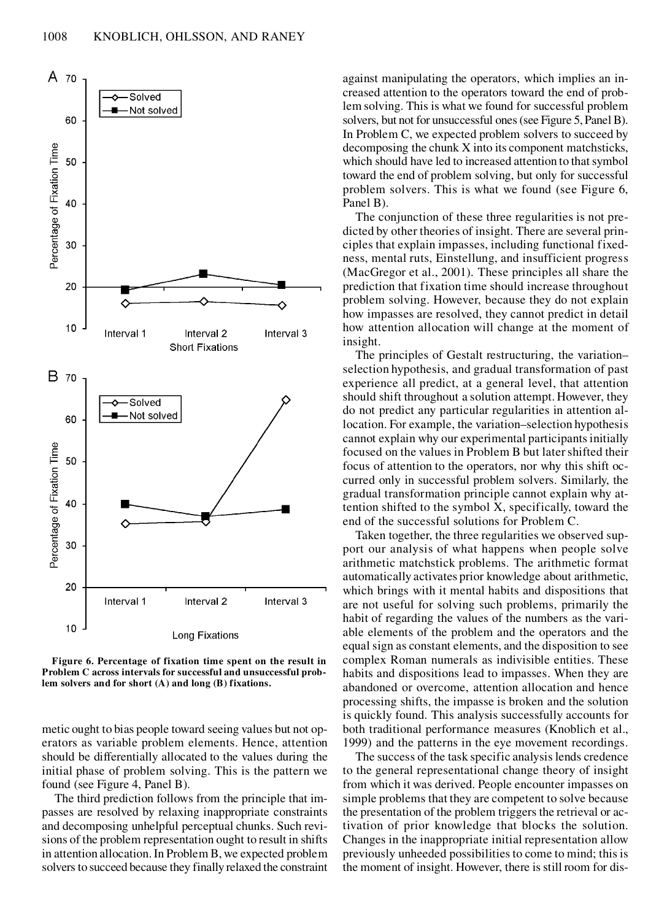Figure 6. Percentage of fixation time spent on the result in Problem C across intervals for successful and unsuccessful problem solvers and for short (A) and long (B) fixations.

metic ought to bias people toward seeing values but not operators as variable problem elements. Hence, attention should be differentially allocated to the values during the initial phase of problem solving. This is the pattern we found (see Figure 4, Panel B).

The third prediction follows from the principle that impasses are resolved by relaxing inappropriate constraints and decomposing unhelpful perceptual chunks. Such revisions of the problem representation ought to result in shifts in attention allocation. In Problem B, we expected problem solvers to succeed because they finally relaxed the constraint against manipulating the operators, which implies an increased attention to the operators toward the end of problem solving. This is what we found for successful problem solvers, but not for unsuccessful ones (see Figure 5, Panel B). In Problem C, we expected problem solvers to succeed by decomposing the chunk X into its component matchsticks, which should have led to increased attention to that symbol toward the end of problem solving, but only for successful problem solvers. This is what we found (see Figure 6, Panel B).

The conjunction of these three regularities is not predicted by other theories of insight. There are several principles that explain impasses, including functional fixedness, mental ruts, Einstellung, and insufficient progress (MacGregor et al., 2001). These principles all share the prediction that fixation time should increase throughout problem solving. However, because they do not explain how impasses are resolved, they cannot predict in detail how attention allocation will change at the moment of insight.

The principles of Gestalt restructuring, the variation–selection hypothesis, and gradual transformation of past experience all predict, at a general level, that attention should shift throughout a solution attempt. However, they do not predict any particular regularities in attention allocation. For example, the variation–selection hypothesis cannot explain why our experimental participants initially focused on the values in Problem B but later shifted their focus of attention to the operators, nor why this shift occurred only in successful problem solvers. Similarly, the gradual transformation principle cannot explain why attention shifted to the symbol X, specifically, toward the end of the successful solutions for Problem C.

Taken together, the three regularities we observed support our analysis of what happens when people solve arithmetic matchstick problems. The arithmetic format automatically activates prior knowledge about arithmetic, which brings with it mental habits and dispositions that are not useful for solving such problems, primarily the habit of regarding the values of the numbers as the variable elements of the problem and the operators and the equal sign as constant elements, and the disposition to see complex Roman numerals as indivisible entities. These habits and dispositions lead to impasses. When they are abandoned or overcome, attention allocation and hence processing shifts, the impasse is broken and the solution is quickly found. This analysis successfully accounts for both traditional performance measures (Knoblich et al., 1999) and the patterns in the eye movement recordings.

The success of the task specific analysis lends credence to the general representational change theory of insight from which it was derived. People encounter impasses on simple problems that they are competent to solve because the presentation of the problem triggers the retrieval or activation of prior knowledge that blocks the solution. Changes in the inappropriate initial representation allow previously unheeded possibilities to come to mind; this is the moment of insight. However, there is still room for dis-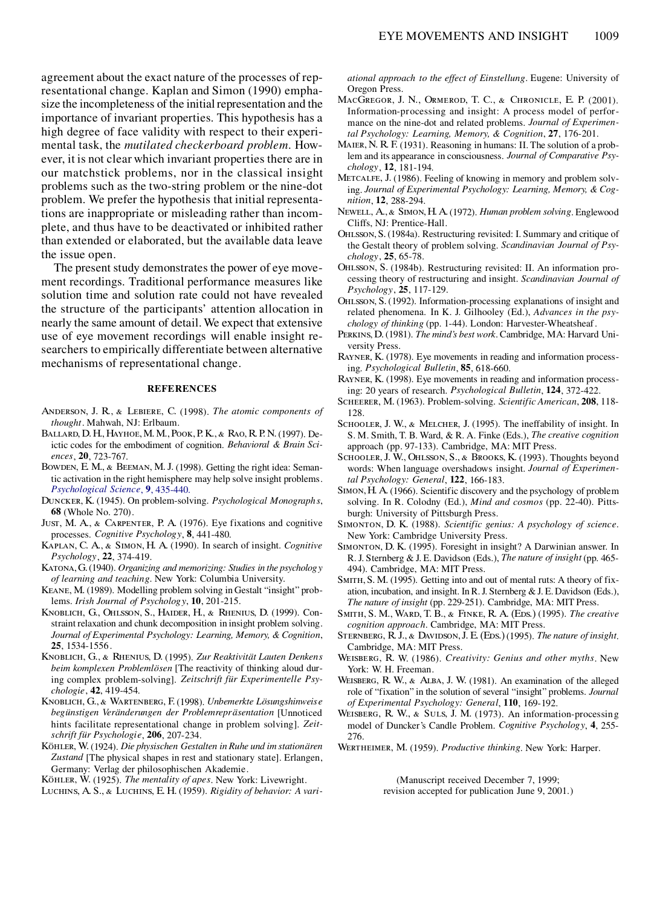agreement about the exact nature of the processes of representational change. Kaplan and Simon (1990) emphasize the incompleteness of the initial representation and the importance of invariant properties. This hypothesis has a high degree of face validity with respect to their experimental task, the *mutilated checkerboard problem*. However, it is not clear which invariant properties there are in our matchstick problems, nor in the classical insight problems such as the two-string problem or the nine-dot problem. We prefer the hypothesis that initial representations are inappropriate or misleading rather than incomplete, and thus have to be deactivated or inhibited rather than extended or elaborated, but the available data leave the issue open.

The present study demonstrates the power of eye movement recordings. Traditional performance measures like solution time and solution rate could not have revealed the structure of the participants' attention allocation in nearly the same amount of detail. We expect that extensive use of eye movement recordings will enable insight researchers to empirically differentiate between alternative mechanisms of representational change.

## REFERENCES

Anderson, J. R., & Lebiere, C. (1998). *The atomic components of thought*. Mahwah, NJ: Erlbaum.

Ballard, D. H., Hayhoe, M. M., Pook, P. K., & Rao, R. P. N. (1997). Deictic codes for the embodiment of cognition. *Behavioral & Brain Sciences*, **20**, 723-767.

Bowden, E. M., & Beeman, M. J. (1998). Getting the right idea: Semantic activation in the right hemisphere may help solve insight problems. *Psychological Science*, **9**, 435-440.

Duncker, K. (1945). On problem-solving. *Psychological Monographs*, **68** (Whole No. 270).

Just, M. A., & Carpenter, P. A. (1976). Eye fixations and cognitive processes. *Cognitive Psychology*, **8**, 441-480.

Kaplan, C. A., & Simon, H. A. (1990). In search of insight. *Cognitive Psychology*, **22**, 374-419.

Katona, G. (1940). *Organizing and memorizing: Studies in the psychology of learning and teaching*. New York: Columbia University.

Keane, M. (1989). Modelling problem solving in Gestalt "insight" problems. *Irish Journal of Psychology*, **10**, 201-215.

Knoblich, G., Ohlsson, S., Haider, H., & Rhenius, D. (1999). Constraint relaxation and chunk decomposition in insight problem solving. *Journal of Experimental Psychology: Learning, Memory, & Cognition*, **25**, 1534-1556.

Knoblich, G., & Rhenius, D. (1995). *Zur Reaktivität Lauten Denkens beim komplexen Problemlösen* [The reactivity of thinking aloud during complex problem-solving]. *Zeitschrift für Experimentelle Psychologie*, **42**, 419-454.

Knoblich, G., & Wartenberg, F. (1998). *Unbemerkte Lösungshinweise begünstigen Veränderungen der Problemrepräsentation* [Unnoticed hints facilitate representational change in problem solving]. *Zeitschrift für Psychologie*, **206**, 207-234.

Köhler, W. (1924). *Die physischen Gestalten in Ruhe und im stationären Zustand* [The physical shapes in rest and stationary state]. Erlangen, Germany: Verlag der philosophischen Akademie.

Köhler, W. (1925). *The mentality of apes*. New York: Livewright.

Luchins, A. S., & Luchins, E. H. (1959). *Rigidity of behavior: A variational approach to the effect of Einstellung*. Eugene: University of Oregon Press.

MacGregor, J. N., Ormerod, T. C., & Chronicle, E. P. (2001). Information-processing and insight: A process model of performance on the nine-dot and related problems. *Journal of Experimental Psychology: Learning, Memory, & Cognition*, **27**, 176-201.

Maier, N. R. F. (1931). Reasoning in humans: II. The solution of a problem and its appearance in consciousness. *Journal of Comparative Psychology*, **12**, 181-194.

Metcalfe, J. (1986). Feeling of knowing in memory and problem solving. *Journal of Experimental Psychology: Learning, Memory, & Cognition*, **12**, 288-294.

Newell, A., & Simon, H. A. (1972). *Human problem solving*. Englewood Cliffs, NJ: Prentice-Hall.

Ohlsson, S. (1984a). Restructuring revisited: I. Summary and critique of the Gestalt theory of problem solving. *Scandinavian Journal of Psychology*, **25**, 65-78.

Ohlsson, S. (1984b). Restructuring revisited: II. An information processing theory of restructuring and insight. *Scandinavian Journal of Psychology*, **25**, 117-129.

Ohlsson, S. (1992). Information-processing explanations of insight and related phenomena. In K. J. Gilhooley (Ed.), *Advances in the psychology of thinking* (pp. 1-44). London: Harvester-Wheatsheaf.

Perkins, D. (1981). *The mind's best work*. Cambridge, MA: Harvard University Press.

Rayner, K. (1978). Eye movements in reading and information processing. *Psychological Bulletin*, **85**, 618-660.

Rayner, K. (1998). Eye movements in reading and information processing: 20 years of research. *Psychological Bulletin*, **124**, 372-422.

Scheerer, M. (1963). Problem-solving. *Scientific American*, **208**, 118-128.

Schooler, J. W., & Melcher, J. (1995). The ineffability of insight. In S. M. Smith, T. B. Ward, & R. A. Finke (Eds.), *The creative cognition* approach (pp. 97-133). Cambridge, MA: MIT Press.

Schooler, J. W., Ohlsson, S., & Brooks, K. (1993). Thoughts beyond words: When language overshadows insight. *Journal of Experimental Psychology: General*, **122**, 166-183.

Simon, H. A. (1966). Scientific discovery and the psychology of problem solving. In R. Colodny (Ed.), *Mind and cosmos* (pp. 22-40). Pittsburgh: University of Pittsburgh Press.

Simonton, D. K. (1988). *Scientific genius: A psychology of science*. New York: Cambridge University Press.

Simonton, D. K. (1995). Foresight in insight? A Darwinian answer. In R. J. Sternberg & J. E. Davidson (Eds.), *The nature of insight* (pp. 465-494). Cambridge, MA: MIT Press.

Smith, S. M. (1995). Getting into and out of mental ruts: A theory of fixation, incubation, and insight. In R. J. Sternberg & J. E. Davidson (Eds.), *The nature of insight* (pp. 229-251). Cambridge, MA: MIT Press.

Smith, S. M., Ward, T. B., & Finke, R. A. (Eds.) (1995). *The creative cognition approach*. Cambridge, MA: MIT Press.

Sternberg, R. J., & Davidson, J. E. (Eds.) (1995). *The nature of insight*. Cambridge, MA: MIT Press.

Weisberg, R. W. (1986). *Creativity: Genius and other myths*. New York: W. H. Freeman.

Weisberg, R. W., & Alba, J. W. (1981). An examination of the alleged role of "fixation" in the solution of several "insight" problems. *Journal of Experimental Psychology: General*, **110**, 169-192.

Weisberg, R. W., & Suls, J. M. (1973). An information-processing model of Duncker's Candle Problem. *Cognitive Psychology*, **4**, 255-276.

Wertheimer, M. (1959). *Productive thinking*. New York: Harper.

(Manuscript received December 7, 1999;
revision accepted for publication June 9, 2001.)